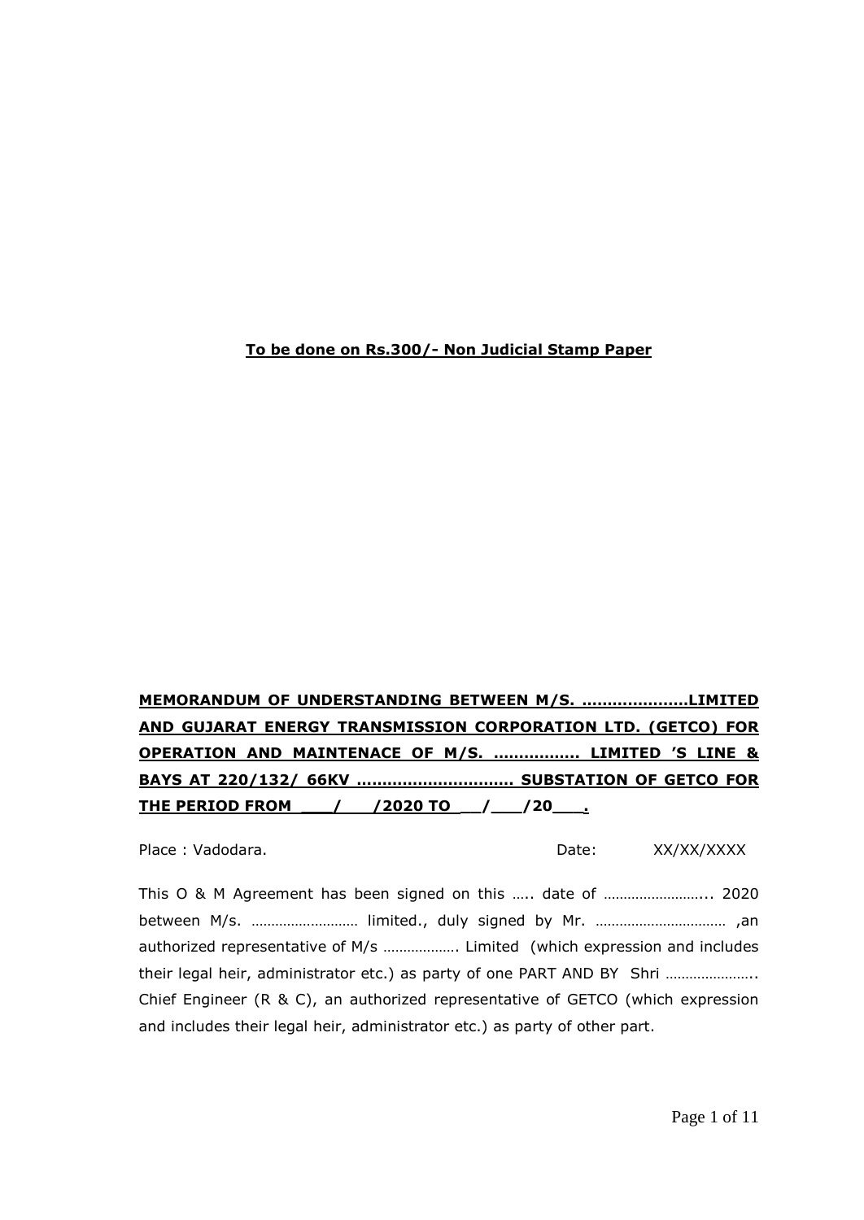**To be done on Rs.300/- Non Judicial Stamp Paper**

**MEMORANDUM OF UNDERSTANDING BETWEEN M/S. …………………LIMITED AND GUJARAT ENERGY TRANSMISSION CORPORATION LTD. (GETCO) FOR OPERATION AND MAINTENACE OF M/S. …………….. LIMITED 'S LINE & BAYS AT 220/132/ 66KV ……………………….. SUBSTATION OF GETCO FOR THE PERIOD FROM \_\_\_/\_\_\_/2020 TO \_\_/\_\_\_/20\_\_\_.**

Place : Vadodara. Date: XX/XX/XXXX

This O & M Agreement has been signed on this ….. date of …………………….. 2020 between M/s. ……………………… limited., duly signed by Mr. …………………………… ,an authorized representative of M/s ………………. Limited (which expression and includes their legal heir, administrator etc.) as party of one PART AND BY Shri ………………….. Chief Engineer (R & C), an authorized representative of GETCO (which expression and includes their legal heir, administrator etc.) as party of other part.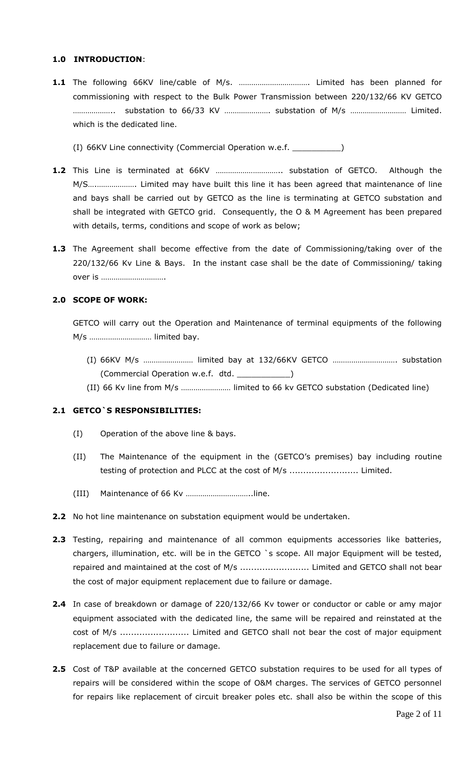## 1.0 INTRODUCTION:

**1.1** The following 66KV line/cable of M/s. ……………………………. Limited has been planned for commissioning with respect to the Bulk Power Transmission between 220/132/66 KV GETCO ……………….. substation to 66/33 KV …………………. substation of M/s ……………………… Limited. which is the dedicated line.

(I) 66KV Line connectivity (Commercial Operation w.e.f. __________)

**1.2** This Line is terminated at 66KV ………………………….. substation of GETCO. Although the M/S…..………………. Limited may have built this line it has been agreed that maintenance of line and bays shall be carried out by GETCO as the line is terminating at GETCO substation and shall be integrated with GETCO grid. Consequently, the O & M Agreement has been prepared with details, terms, conditions and scope of work as below;

**1.3** The Agreement shall become effective from the date of Commissioning/taking over of the 220/132/66 Kv Line & Bays. In the instant case shall be the date of Commissioning/ taking over is ………………………….

## 2.0 SCOPE OF WORK:

GETCO will carry out the Operation and Maintenance of terminal equipments of the following M/s ………………………… limited bay.

(I) 66KV M/s …………………… limited bay at 132/66KV GETCO …………………………. substation (Commercial Operation w.e.f. dtd. ___________)

(II) 66 Kv line from M/s …………………… limited to 66 kv GETCO substation (Dedicated line)

### 2.1 GETCO`S RESPONSIBILITIES:

(I) Operation of the above line & bays.

(II) The Maintenance of the equipment in the (GETCO's premises) bay including routine testing of protection and PLCC at the cost of M/s ......................... Limited.

(III) Maintenance of 66 Kv …………………………..line.

**2.2** No hot line maintenance on substation equipment would be undertaken.

**2.3** Testing, repairing and maintenance of all common equipments accessories like batteries, chargers, illumination, etc. will be in the GETCO `s scope. All major Equipment will be tested, repaired and maintained at the cost of M/s ......................... Limited and GETCO shall not bear the cost of major equipment replacement due to failure or damage.

**2.4** In case of breakdown or damage of 220/132/66 Kv tower or conductor or cable or amy major equipment associated with the dedicated line, the same will be repaired and reinstated at the cost of M/s ......................... Limited and GETCO shall not bear the cost of major equipment replacement due to failure or damage.

**2.5** Cost of T&P available at the concerned GETCO substation requires to be used for all types of repairs will be considered within the scope of O&M charges. The services of GETCO personnel for repairs like replacement of circuit breaker poles etc. shall also be within the scope of this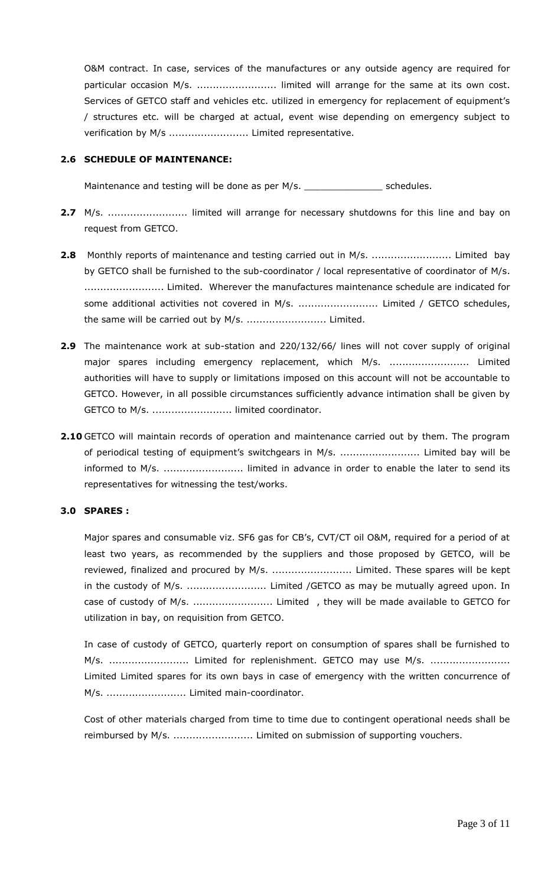O&M contract. In case, services of the manufactures or any outside agency are required for particular occasion M/s. ......................... limited will arrange for the same at its own cost. Services of GETCO staff and vehicles etc. utilized in emergency for replacement of equipment's / structures etc. will be charged at actual, event wise depending on emergency subject to verification by M/s ......................... Limited representative.

**2.6 SCHEDULE OF MAINTENANCE:**

Maintenance and testing will be done as per M/s. ______________ schedules.

**2.7** M/s. ......................... limited will arrange for necessary shutdowns for this line and bay on request from GETCO.

**2.8** Monthly reports of maintenance and testing carried out in M/s. ......................... Limited bay by GETCO shall be furnished to the sub-coordinator / local representative of coordinator of M/s. ......................... Limited. Wherever the manufactures maintenance schedule are indicated for some additional activities not covered in M/s. ......................... Limited / GETCO schedules, the same will be carried out by M/s. ......................... Limited.

**2.9** The maintenance work at sub-station and 220/132/66/ lines will not cover supply of original major spares including emergency replacement, which M/s. ......................... Limited authorities will have to supply or limitations imposed on this account will not be accountable to GETCO. However, in all possible circumstances sufficiently advance intimation shall be given by GETCO to M/s. ......................... limited coordinator.

**2.10** GETCO will maintain records of operation and maintenance carried out by them. The program of periodical testing of equipment's switchgears in M/s. ......................... Limited bay will be informed to M/s. ......................... limited in advance in order to enable the later to send its representatives for witnessing the test/works.

**3.0 SPARES :**

Major spares and consumable viz. SF6 gas for CB's, CVT/CT oil O&M, required for a period of at least two years, as recommended by the suppliers and those proposed by GETCO, will be reviewed, finalized and procured by M/s. ......................... Limited. These spares will be kept in the custody of M/s. ......................... Limited /GETCO as may be mutually agreed upon. In case of custody of M/s. ......................... Limited , they will be made available to GETCO for utilization in bay, on requisition from GETCO.

In case of custody of GETCO, quarterly report on consumption of spares shall be furnished to M/s. ......................... Limited for replenishment. GETCO may use M/s. ......................... Limited Limited spares for its own bays in case of emergency with the written concurrence of M/s. ......................... Limited main-coordinator.

Cost of other materials charged from time to time due to contingent operational needs shall be reimbursed by M/s. ......................... Limited on submission of supporting vouchers.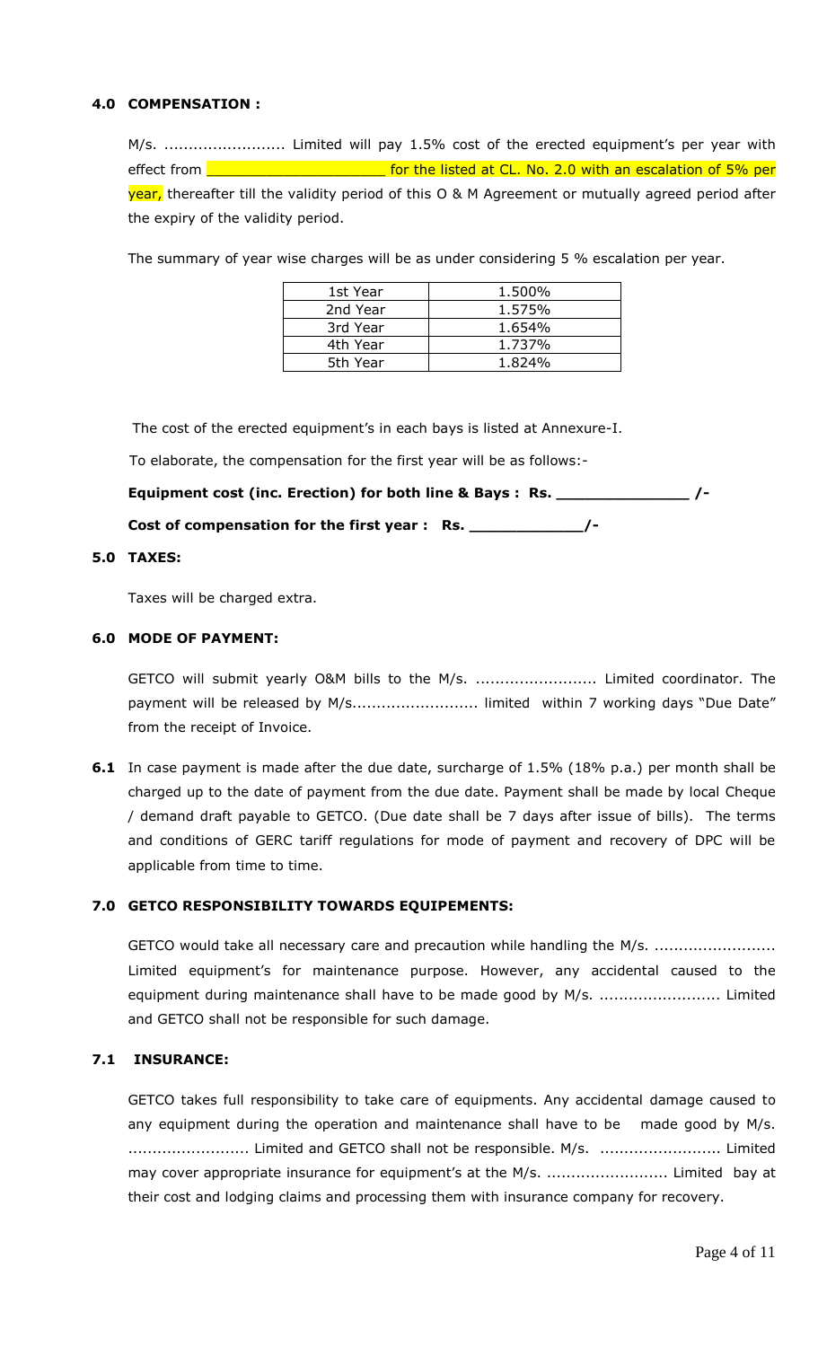## 4.0 COMPENSATION :

M/s. ......................... Limited will pay 1.5% cost of the erected equipment's per year with effect from ____________________ for the listed at CL. No. 2.0 with an escalation of 5% per year, thereafter till the validity period of this O & M Agreement or mutually agreed period after the expiry of the validity period.

The summary of year wise charges will be as under considering 5 % escalation per year.

| 1st Year | 1.500% |
|---|---|
| 2nd Year | 1.575% |
| 3rd Year | 1.654% |
| 4th Year | 1.737% |
| 5th Year | 1.824% |

The cost of the erected equipment's in each bays is listed at Annexure-I.

To elaborate, the compensation for the first year will be as follows:-

**Equipment cost (inc. Erection) for both line & Bays : Rs. ______________ /-**

**Cost of compensation for the first year : Rs. ____________/-**

## 5.0 TAXES:

Taxes will be charged extra.

## 6.0 MODE OF PAYMENT:

GETCO will submit yearly O&M bills to the M/s. ......................... Limited coordinator. The payment will be released by M/s......................... limited within 7 working days "Due Date" from the receipt of Invoice.

**6.1** In case payment is made after the due date, surcharge of 1.5% (18% p.a.) per month shall be charged up to the date of payment from the due date. Payment shall be made by local Cheque / demand draft payable to GETCO. (Due date shall be 7 days after issue of bills). The terms and conditions of GERC tariff regulations for mode of payment and recovery of DPC will be applicable from time to time.

## 7.0 GETCO RESPONSIBILITY TOWARDS EQUIPEMENTS:

GETCO would take all necessary care and precaution while handling the M/s. ......................... Limited equipment's for maintenance purpose. However, any accidental caused to the equipment during maintenance shall have to be made good by M/s. ......................... Limited and GETCO shall not be responsible for such damage.

## 7.1 INSURANCE:

GETCO takes full responsibility to take care of equipments. Any accidental damage caused to any equipment during the operation and maintenance shall have to be made good by M/s. ......................... Limited and GETCO shall not be responsible. M/s. ......................... Limited may cover appropriate insurance for equipment's at the M/s. ......................... Limited bay at their cost and lodging claims and processing them with insurance company for recovery.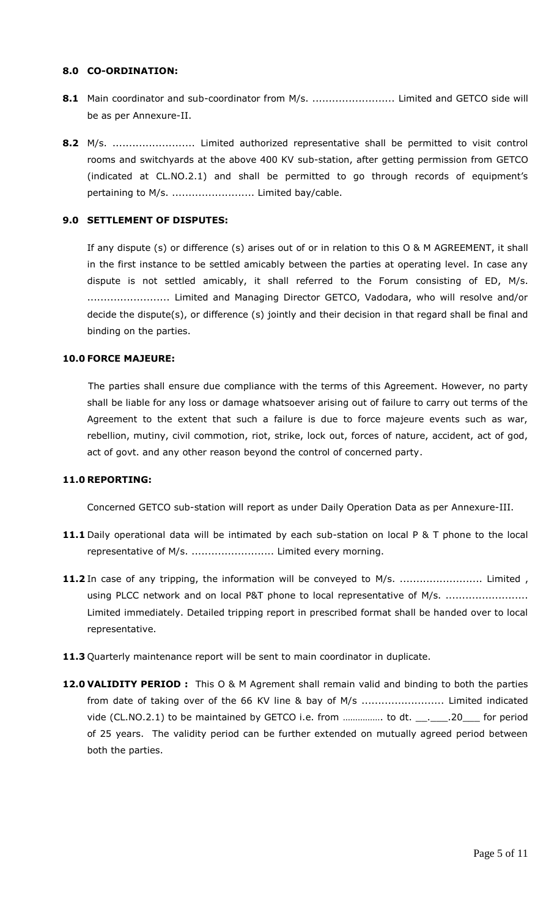**8.0 CO-ORDINATION:**

**8.1** Main coordinator and sub-coordinator from M/s. ......................... Limited and GETCO side will be as per Annexure-II.

**8.2** M/s. ......................... Limited authorized representative shall be permitted to visit control rooms and switchyards at the above 400 KV sub-station, after getting permission from GETCO (indicated at CL.NO.2.1) and shall be permitted to go through records of equipment's pertaining to M/s. ......................... Limited bay/cable.

**9.0 SETTLEMENT OF DISPUTES:**

If any dispute (s) or difference (s) arises out of or in relation to this O & M AGREEMENT, it shall in the first instance to be settled amicably between the parties at operating level. In case any dispute is not settled amicably, it shall referred to the Forum consisting of ED, M/s. ......................... Limited and Managing Director GETCO, Vadodara, who will resolve and/or decide the dispute(s), or difference (s) jointly and their decision in that regard shall be final and binding on the parties.

**10.0 FORCE MAJEURE:**

The parties shall ensure due compliance with the terms of this Agreement. However, no party shall be liable for any loss or damage whatsoever arising out of failure to carry out terms of the Agreement to the extent that such a failure is due to force majeure events such as war, rebellion, mutiny, civil commotion, riot, strike, lock out, forces of nature, accident, act of god, act of govt. and any other reason beyond the control of concerned party.

**11.0 REPORTING:**

Concerned GETCO sub-station will report as under Daily Operation Data as per Annexure-III.

**11.1** Daily operational data will be intimated by each sub-station on local P & T phone to the local representative of M/s. ......................... Limited every morning.

**11.2** In case of any tripping, the information will be conveyed to M/s. ......................... Limited , using PLCC network and on local P&T phone to local representative of M/s. ......................... Limited immediately. Detailed tripping report in prescribed format shall be handed over to local representative.

**11.3** Quarterly maintenance report will be sent to main coordinator in duplicate.

**12.0 VALIDITY PERIOD :** This O & M Agrement shall remain valid and binding to both the parties from date of taking over of the 66 KV line & bay of M/s ......................... Limited indicated vide (CL.NO.2.1) to be maintained by GETCO i.e. from ................ to dt. \_\_.\_\_\_.20\_\_\_ for period of 25 years. The validity period can be further extended on mutually agreed period between both the parties.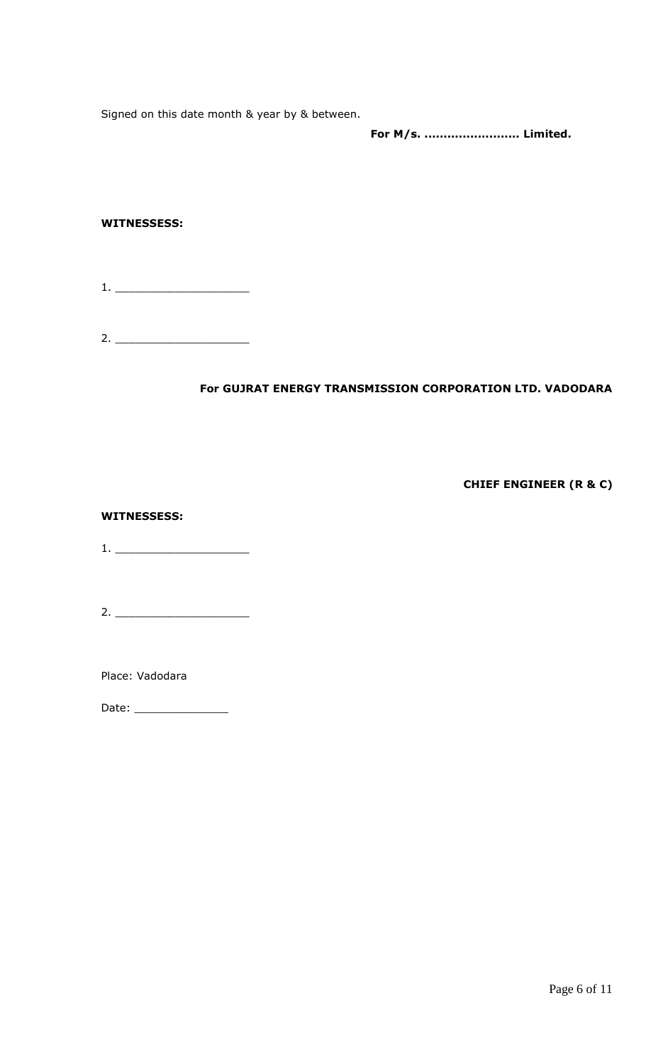Signed on this date month & year by & between.

**For M/s. ……………………. Limited.**

**WITNESSESS:**

1. ____________________

2. ____________________

**For GUJRAT ENERGY TRANSMISSION CORPORATION LTD. VADODARA**

**CHIEF ENGINEER (R & C)**

**WITNESSESS:**

1. ____________________

2. ____________________

Place: Vadodara

Date: ______________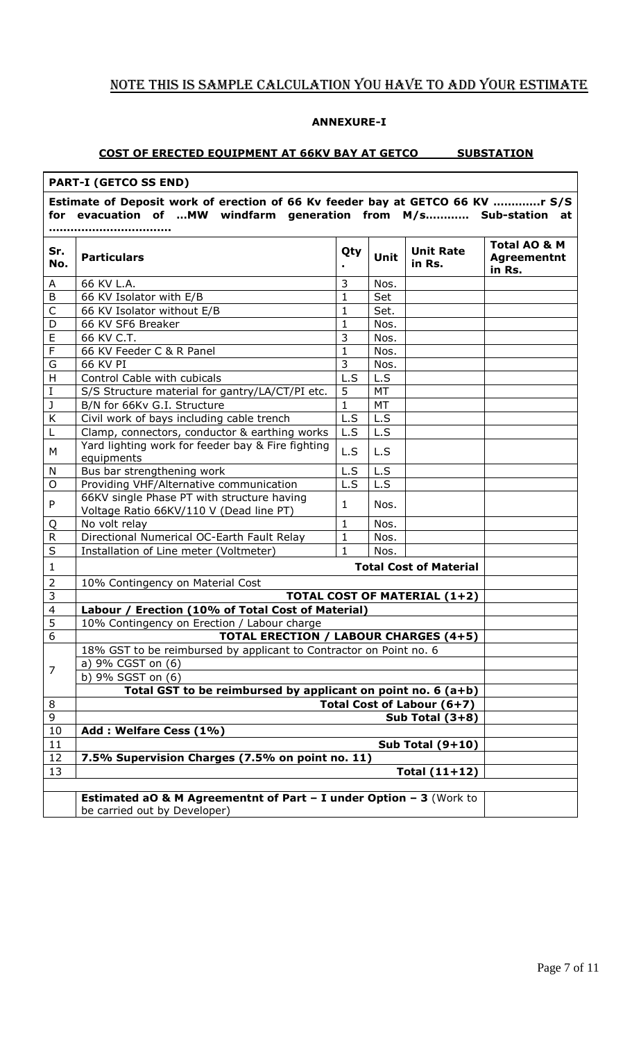# NOTE THIS IS SAMPLE CALCULATION YOU HAVE TO ADD YOUR ESTIMATE

### ANNEXURE-I

### COST OF ERECTED EQUIPMENT AT 66KV BAY AT GETCO SUBSTATION

**PART-I (GETCO SS END)**

**Estimate of Deposit work of erection of 66 Kv feeder bay at GETCO 66 KV …………r S/S for evacuation of …MW windfarm generation from M/s………… Sub-station at ……………………………**

| Sr. No. | Particulars | Qty. | Unit | Unit Rate in Rs. | Total AO & M Agreementnt in Rs. |
|---|---|---|---|---|---|
| A | 66 KV L.A. | 3 | Nos. | | |
| B | 66 KV Isolator with E/B | 1 | Set | | |
| C | 66 KV Isolator without E/B | 1 | Set. | | |
| D | 66 KV SF6 Breaker | 1 | Nos. | | |
| E | 66 KV C.T. | 3 | Nos. | | |
| F | 66 KV Feeder C & R Panel | 1 | Nos. | | |
| G | 66 KV PI | 3 | Nos. | | |
| H | Control Cable with cubicals | L.S | L.S | | |
| I | S/S Structure material for gantry/LA/CT/PI etc. | 5 | MT | | |
| J | B/N for 66Kv G.I. Structure | 1 | MT | | |
| K | Civil work of bays including cable trench | L.S | L.S | | |
| L | Clamp, connectors, conductor & earthing works | L.S | L.S | | |
| M | Yard lighting work for feeder bay & Fire fighting equipments | L.S | L.S | | |
| N | Bus bar strengthening work | L.S | L.S | | |
| O | Providing VHF/Alternative communication | L.S | L.S | | |
| P | 66KV single Phase PT with structure having Voltage Ratio 66KV/110 V (Dead line PT) | 1 | Nos. | | |
| Q | No volt relay | 1 | Nos. | | |
| R | Directional Numerical OC-Earth Fault Relay | 1 | Nos. | | |
| S | Installation of Line meter (Voltmeter) | 1 | Nos. | | |
| 1 | **Total Cost of Material** | | | | |
| 2 | 10% Contingency on Material Cost | | | | |
| 3 | **TOTAL COST OF MATERIAL (1+2)** | | | | |
| 4 | **Labour / Erection (10% of Total Cost of Material)** | | | | |
| 5 | 10% Contingency on Erection / Labour charge | | | | |
| 6 | **TOTAL ERECTION / LABOUR CHARGES (4+5)** | | | | |
| 7 | 18% GST to be reimbursed by applicant to Contractor on Point no. 6 | | | | |
| | a) 9% CGST on (6) | | | | |
| | b) 9% SGST on (6) | | | | |
| | **Total GST to be reimbursed by applicant on point no. 6 (a+b)** | | | | |
| 8 | **Total Cost of Labour (6+7)** | | | | |
| 9 | **Sub Total (3+8)** | | | | |
| 10 | **Add : Welfare Cess (1%)** | | | | |
| 11 | **Sub Total (9+10)** | | | | |
| 12 | **7.5% Supervision Charges (7.5% on point no. 11)** | | | | |
| 13 | **Total (11+12)** | | | | |
| | | | | | |
| | **Estimated aO & M Agreementnt of Part – I under Option – 3** (Work to be carried out by Developer) | | | | |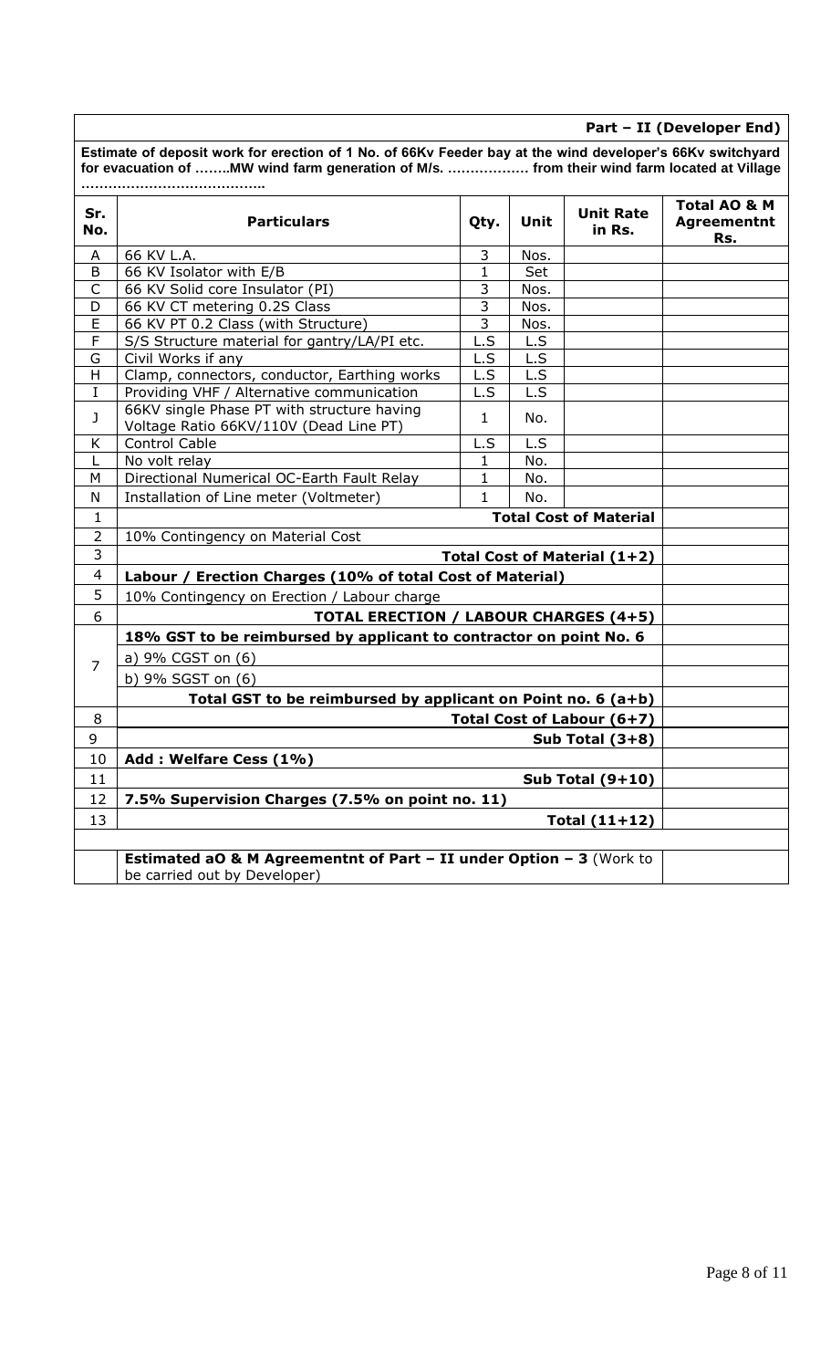**Part – II (Developer End)**

**Estimate of deposit work for erection of 1 No. of 66Kv Feeder bay at the wind developer's 66Kv switchyard for evacuation of ……..MW wind farm generation of M/s. ……………… from their wind farm located at Village …………………………………..**

| Sr. No. | Particulars | Qty. | Unit | Unit Rate in Rs. | Total AO & M Agreementnt Rs. |
|---|---|---|---|---|---|
| A | 66 KV L.A. | 3 | Nos. | | |
| B | 66 KV Isolator with E/B | 1 | Set | | |
| C | 66 KV Solid core Insulator (PI) | 3 | Nos. | | |
| D | 66 KV CT metering 0.2S Class | 3 | Nos. | | |
| E | 66 KV PT 0.2 Class (with Structure) | 3 | Nos. | | |
| F | S/S Structure material for gantry/LA/PI etc. | L.S | L.S | | |
| G | Civil Works if any | L.S | L.S | | |
| H | Clamp, connectors, conductor, Earthing works | L.S | L.S | | |
| I | Providing VHF / Alternative communication | L.S | L.S | | |
| J | 66KV single Phase PT with structure having Voltage Ratio 66KV/110V (Dead Line PT) | 1 | No. | | |
| K | Control Cable | L.S | L.S | | |
| L | No volt relay | 1 | No. | | |
| M | Directional Numerical OC-Earth Fault Relay | 1 | No. | | |
| N | Installation of Line meter (Voltmeter) | 1 | No. | | |
| 1 | **Total Cost of Material** | | | | |
| 2 | 10% Contingency on Material Cost | | | | |
| 3 | **Total Cost of Material (1+2)** | | | | |
| 4 | **Labour / Erection Charges (10% of total Cost of Material)** | | | | |
| 5 | 10% Contingency on Erection / Labour charge | | | | |
| 6 | **TOTAL ERECTION / LABOUR CHARGES (4+5)** | | | | |
| 7 | **18% GST to be reimbursed by applicant to contractor on point No. 6** | | | | |
| | a) 9% CGST on (6) | | | | |
| | b) 9% SGST on (6) | | | | |
| | **Total GST to be reimbursed by applicant on Point no. 6 (a+b)** | | | | |
| 8 | **Total Cost of Labour (6+7)** | | | | |
| 9 | **Sub Total (3+8)** | | | | |
| 10 | **Add : Welfare Cess (1%)** | | | | |
| 11 | **Sub Total (9+10)** | | | | |
| 12 | **7.5% Supervision Charges (7.5% on point no. 11)** | | | | |
| 13 | **Total (11+12)** | | | | |
| | | | | | |
| | **Estimated aO & M Agreementnt of Part – II under Option – 3** (Work to be carried out by Developer) | | | | |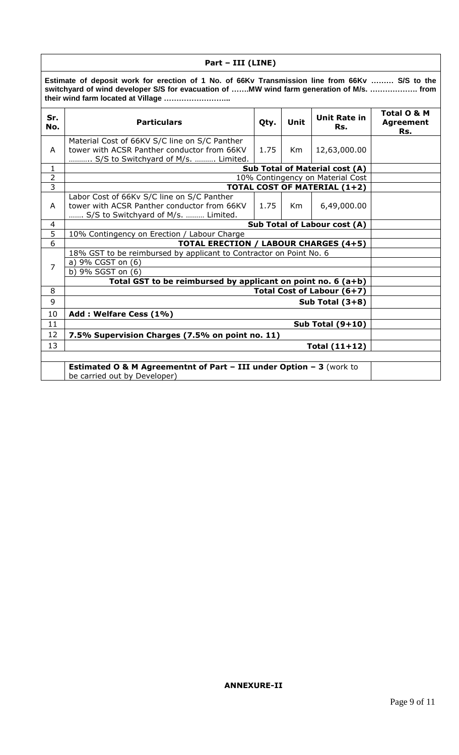| Part – III (LINE) | | | | | |
|---|---|---|---|---|---|
| **Estimate of deposit work for erection of 1 No. of 66Kv Transmission line from 66Kv ……… S/S to the switchyard of wind developer S/S for evacuation of …….MW wind farm generation of M/s. ………………. from their wind farm located at Village ……………………..** | | | | | |
| **Sr. No.** | **Particulars** | **Qty.** | **Unit** | **Unit Rate in Rs.** | **Total O & M Agreement Rs.** |
| A | Material Cost of 66KV S/C line on S/C Panther tower with ACSR Panther conductor from 66KV ……….. S/S to Switchyard of M/s. ………. Limited. | 1.75 | Km | 12,63,000.00 | |
| 1 | **Sub Total of Material cost (A)** | | | | |
| 2 | 10% Contingency on Material Cost | | | | |
| 3 | **TOTAL COST OF MATERIAL (1+2)** | | | | |
| A | Labor Cost of 66Kv S/C line on S/C Panther tower with ACSR Panther conductor from 66KV ……. S/S to Switchyard of M/s. ……… Limited. | 1.75 | Km | 6,49,000.00 | |
| 4 | **Sub Total of Labour cost (A)** | | | | |
| 5 | 10% Contingency on Erection / Labour Charge | | | | |
| 6 | **TOTAL ERECTION / LABOUR CHARGES (4+5)** | | | | |
| 7 | 18% GST to be reimbursed by applicant to Contractor on Point No. 6 | | | | |
| | a) 9% CGST on (6) | | | | |
| | b) 9% SGST on (6) | | | | |
| | **Total GST to be reimbursed by applicant on point no. 6 (a+b)** | | | | |
| 8 | **Total Cost of Labour (6+7)** | | | | |
| 9 | **Sub Total (3+8)** | | | | |
| 10 | **Add : Welfare Cess (1%)** | | | | |
| 11 | **Sub Total (9+10)** | | | | |
| 12 | **7.5% Supervision Charges (7.5% on point no. 11)** | | | | |
| 13 | **Total (11+12)** | | | | |
| | | | | | |
| | **Estimated O & M Agreementnt of Part – III under Option – 3** (work to be carried out by Developer) | | | | |

**ANNEXURE-II**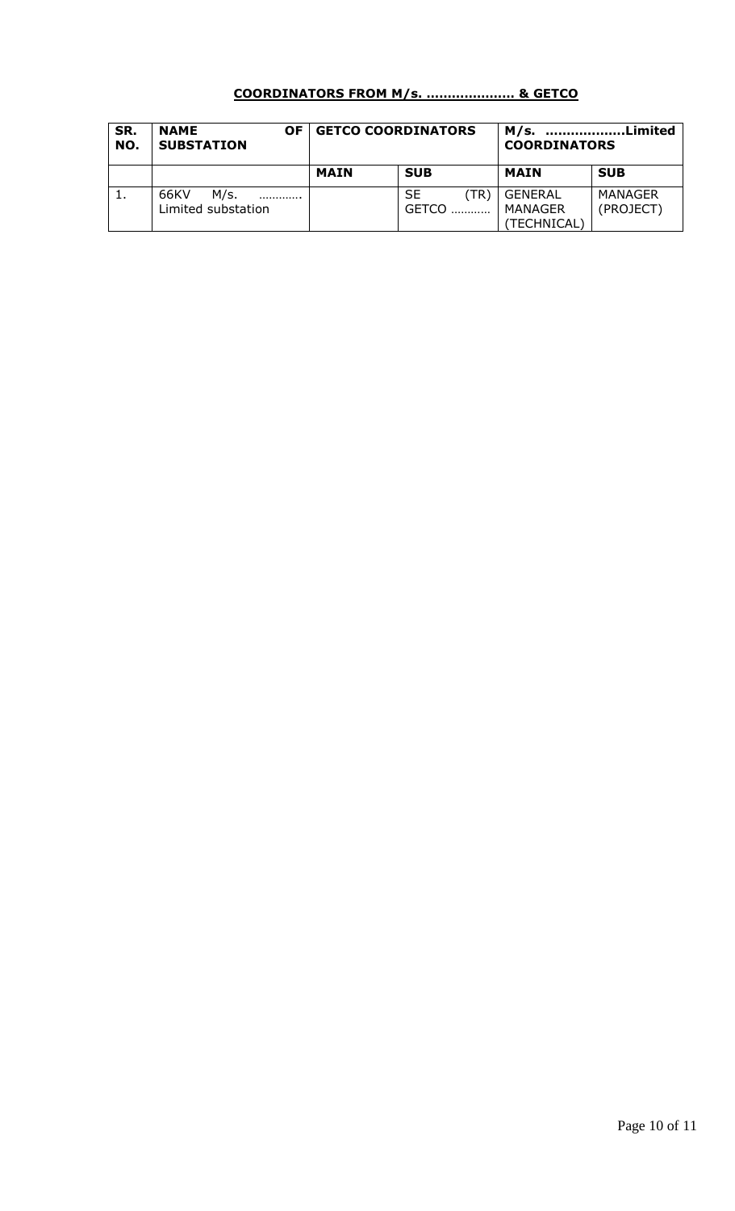**COORDINATORS FROM M/s. ………………… & GETCO**

| SR. NO. | NAME OF SUBSTATION | GETCO COORDINATORS | | M/s. ………………Limited COORDINATORS | |
|---|---|---|---|---|---|
| | | **MAIN** | **SUB** | **MAIN** | **SUB** |
| 1. | 66KV M/s. ………… Limited substation | | SE (TR) GETCO ……….. | GENERAL MANAGER (TECHNICAL) | MANAGER (PROJECT) |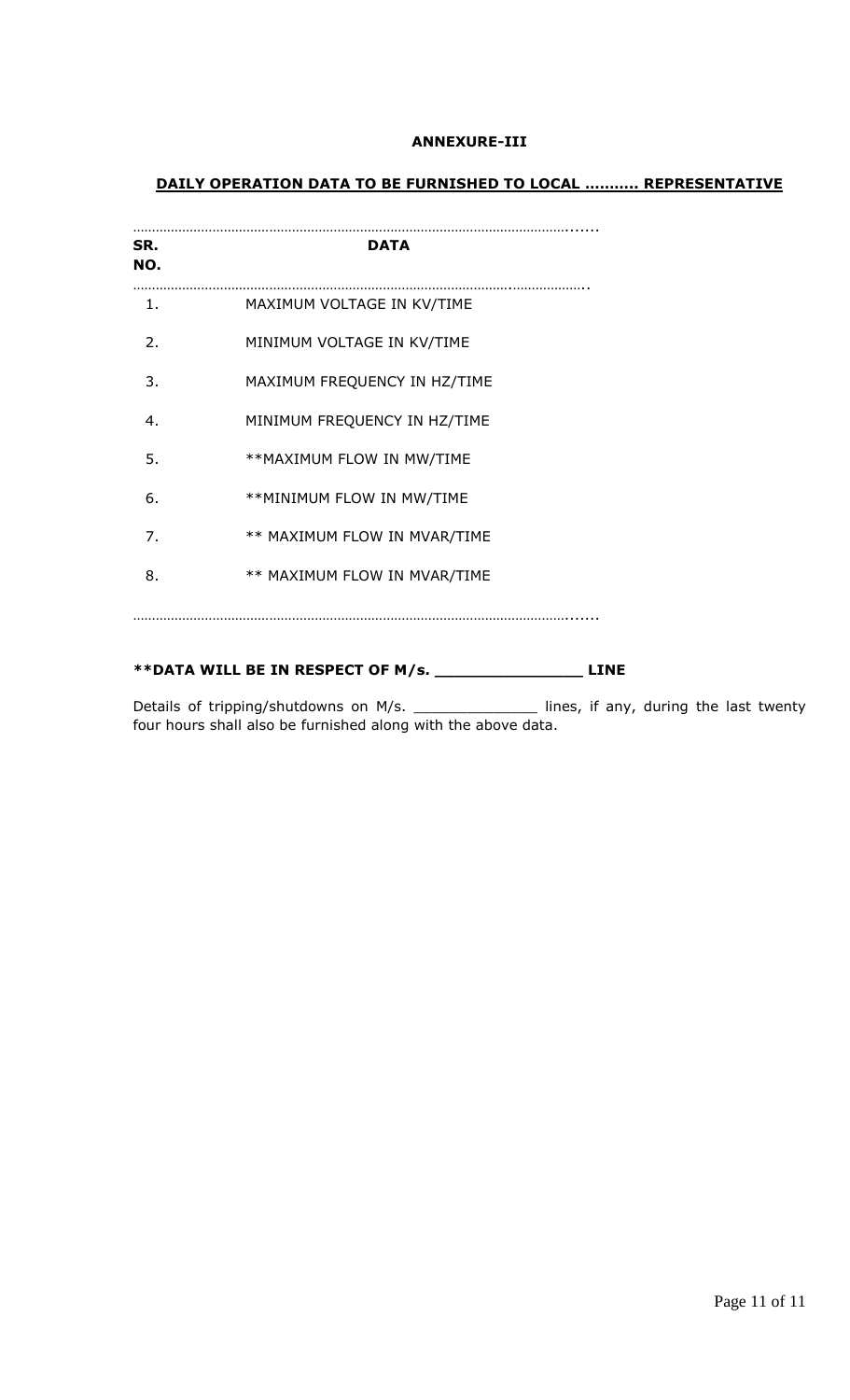# ANNEXURE-III

## DAILY OPERATION DATA TO BE FURNISHED TO LOCAL ……….. REPRESENTATIVE

| SR. NO. | DATA |
|---|---|
| 1. | MAXIMUM VOLTAGE IN KV/TIME |
| 2. | MINIMUM VOLTAGE IN KV/TIME |
| 3. | MAXIMUM FREQUENCY IN HZ/TIME |
| 4. | MINIMUM FREQUENCY IN HZ/TIME |
| 5. | **MAXIMUM FLOW IN MW/TIME |
| 6. | **MINIMUM FLOW IN MW/TIME |
| 7. | ** MAXIMUM FLOW IN MVAR/TIME |
| 8. | ** MAXIMUM FLOW IN MVAR/TIME |

**\*\*DATA WILL BE IN RESPECT OF M/s. _______________ LINE**

Details of tripping/shutdowns on M/s. ______________ lines, if any, during the last twenty four hours shall also be furnished along with the above data.